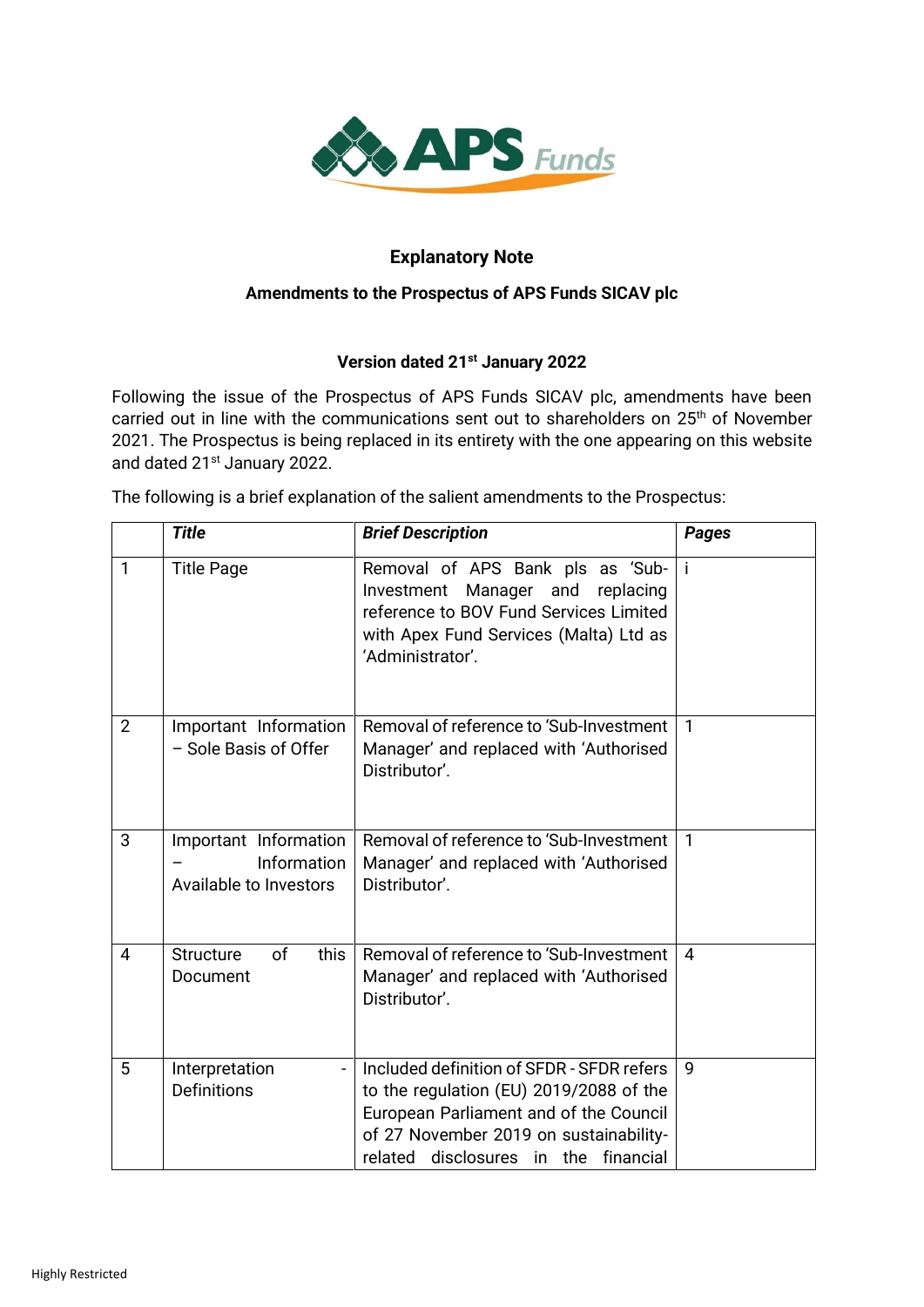# Explanatory Note

## Amendments to the Prospectus of APS Funds SICAV plc

### Version dated 21st January 2022

Following the issue of the Prospectus of APS Funds SICAV plc, amendments have been carried out in line with the communications sent out to shareholders on 25th of November 2021. The Prospectus is being replaced in its entirety with the one appearing on this website and dated 21st January 2022.

The following is a brief explanation of the salient amendments to the Prospectus:

| | *Title* | *Brief Description* | *Pages* |
|---|---|---|---|
| 1 | Title Page | Removal of APS Bank pls as 'Sub-Investment Manager and replacing reference to BOV Fund Services Limited with Apex Fund Services (Malta) Ltd as 'Administrator'. | i |
| 2 | Important Information – Sole Basis of Offer | Removal of reference to 'Sub-Investment Manager' and replaced with 'Authorised Distributor'. | 1 |
| 3 | Important Information – Information Available to Investors | Removal of reference to 'Sub-Investment Manager' and replaced with 'Authorised Distributor'. | 1 |
| 4 | Structure of this Document | Removal of reference to 'Sub-Investment Manager' and replaced with 'Authorised Distributor'. | 4 |
| 5 | Interpretation - Definitions | Included definition of SFDR - SFDR refers to the regulation (EU) 2019/2088 of the European Parliament and of the Council of 27 November 2019 on sustainability-related disclosures in the financial | 9 |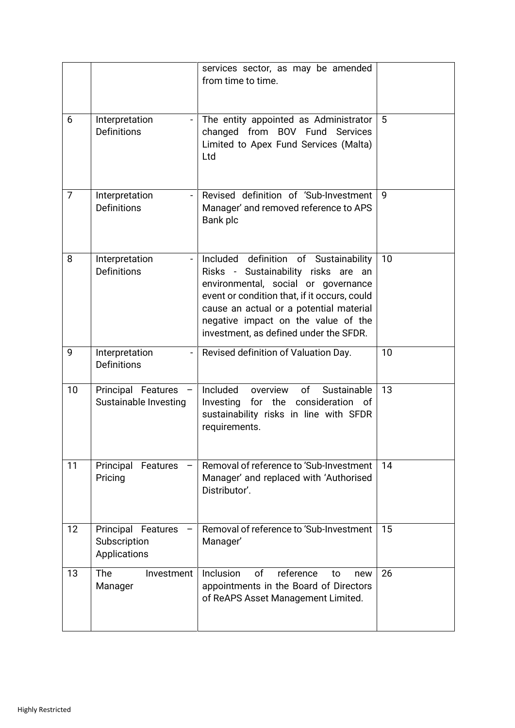| | | | |
|---|---|---|---|
| | | services sector, as may be amended from time to time. | |
| 6 | Interpretation - Definitions | The entity appointed as Administrator changed from BOV Fund Services Limited to Apex Fund Services (Malta) Ltd | 5 |
| 7 | Interpretation - Definitions | Revised definition of 'Sub-Investment Manager' and removed reference to APS Bank plc | 9 |
| 8 | Interpretation - Definitions | Included definition of Sustainability Risks - Sustainability risks are an environmental, social or governance event or condition that, if it occurs, could cause an actual or a potential material negative impact on the value of the investment, as defined under the SFDR. | 10 |
| 9 | Interpretation - Definitions | Revised definition of Valuation Day. | 10 |
| 10 | Principal Features – Sustainable Investing | Included overview of Sustainable Investing for the consideration of sustainability risks in line with SFDR requirements. | 13 |
| 11 | Principal Features – Pricing | Removal of reference to 'Sub-Investment Manager' and replaced with 'Authorised Distributor'. | 14 |
| 12 | Principal Features – Subscription Applications | Removal of reference to 'Sub-Investment Manager' | 15 |
| 13 | The Investment Manager | Inclusion of reference to new appointments in the Board of Directors of ReAPS Asset Management Limited. | 26 |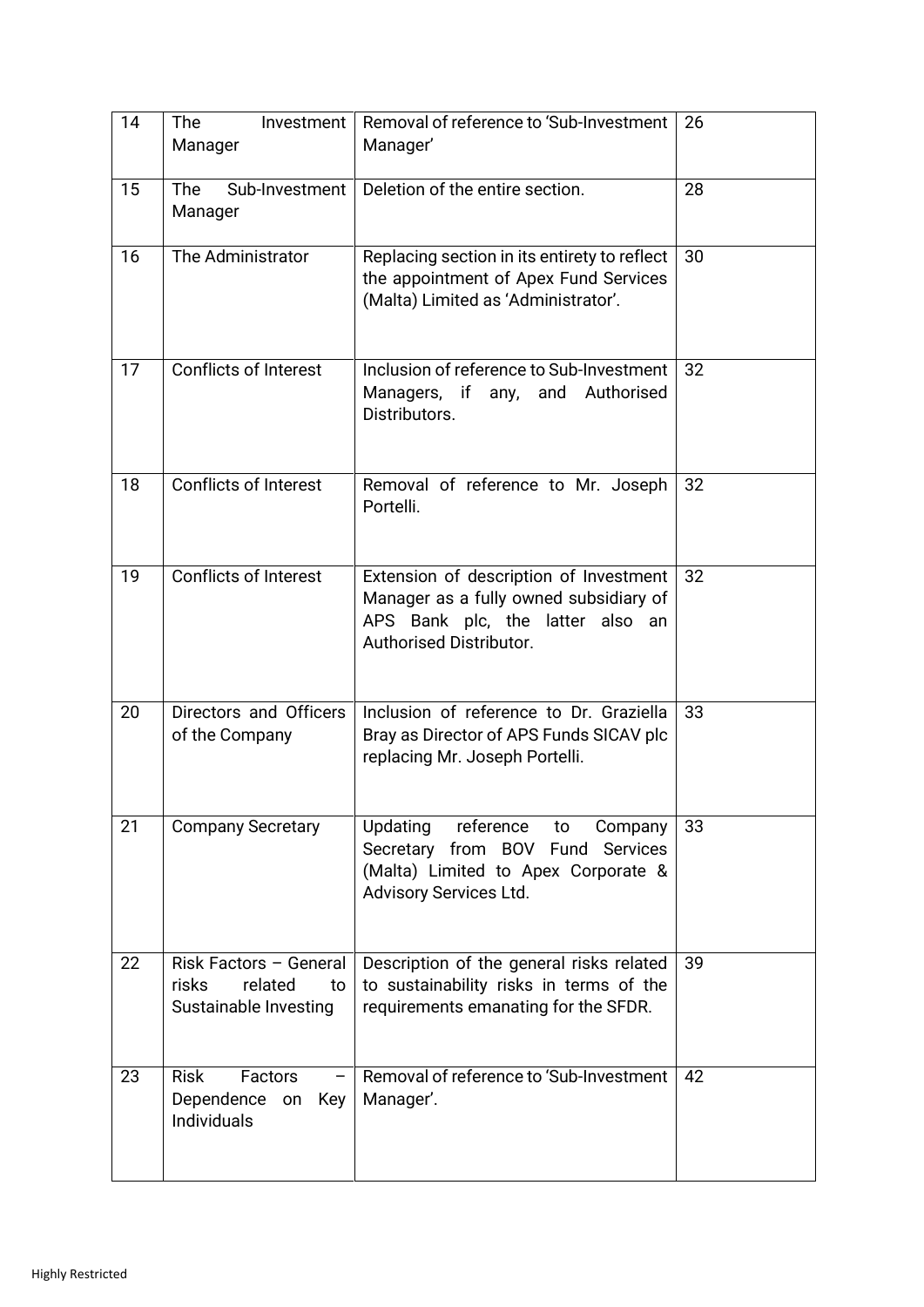| 14 | The Investment Manager | Removal of reference to 'Sub-Investment Manager' | 26 |
|---|---|---|---|
| 15 | The Sub-Investment Manager | Deletion of the entire section. | 28 |
| 16 | The Administrator | Replacing section in its entirety to reflect the appointment of Apex Fund Services (Malta) Limited as 'Administrator'. | 30 |
| 17 | Conflicts of Interest | Inclusion of reference to Sub-Investment Managers, if any, and Authorised Distributors. | 32 |
| 18 | Conflicts of Interest | Removal of reference to Mr. Joseph Portelli. | 32 |
| 19 | Conflicts of Interest | Extension of description of Investment Manager as a fully owned subsidiary of APS Bank plc, the latter also an Authorised Distributor. | 32 |
| 20 | Directors and Officers of the Company | Inclusion of reference to Dr. Graziella Bray as Director of APS Funds SICAV plc replacing Mr. Joseph Portelli. | 33 |
| 21 | Company Secretary | Updating reference to Company Secretary from BOV Fund Services (Malta) Limited to Apex Corporate & Advisory Services Ltd. | 33 |
| 22 | Risk Factors – General risks related to Sustainable Investing | Description of the general risks related to sustainability risks in terms of the requirements emanating for the SFDR. | 39 |
| 23 | Risk Factors – Dependence on Key Individuals | Removal of reference to 'Sub-Investment Manager'. | 42 |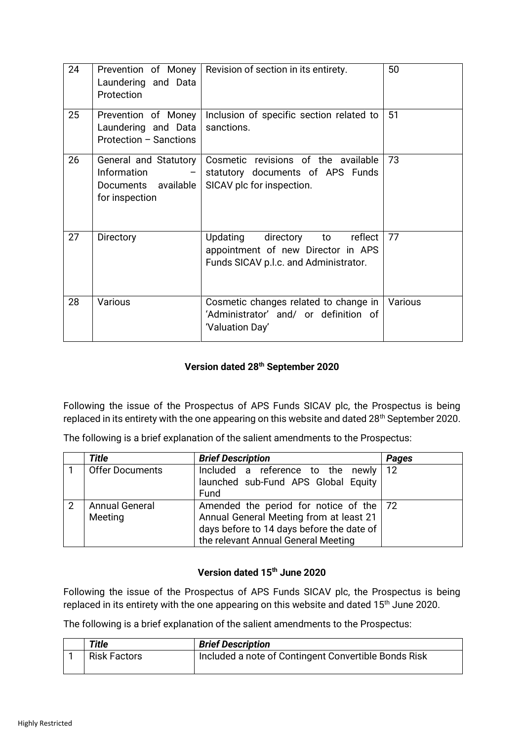| 24 | Prevention of Money Laundering and Data Protection | Revision of section in its entirety. | 50 |
|---|---|---|---|
| 25 | Prevention of Money Laundering and Data Protection – Sanctions | Inclusion of specific section related to sanctions. | 51 |
| 26 | General and Statutory Information – Documents available for inspection | Cosmetic revisions of the available statutory documents of APS Funds SICAV plc for inspection. | 73 |
| 27 | Directory | Updating directory to reflect appointment of new Director in APS Funds SICAV p.l.c. and Administrator. | 77 |
| 28 | Various | Cosmetic changes related to change in 'Administrator' and/ or definition of 'Valuation Day' | Various |

### Version dated 28th September 2020

Following the issue of the Prospectus of APS Funds SICAV plc, the Prospectus is being replaced in its entirety with the one appearing on this website and dated 28th September 2020.

The following is a brief explanation of the salient amendments to the Prospectus:

| | *Title* | *Brief Description* | *Pages* |
|---|---|---|---|
| 1 | Offer Documents | Included a reference to the newly launched sub-Fund APS Global Equity Fund | 12 |
| 2 | Annual General Meeting | Amended the period for notice of the Annual General Meeting from at least 21 days before to 14 days before the date of the relevant Annual General Meeting | 72 |

### Version dated 15th June 2020

Following the issue of the Prospectus of APS Funds SICAV plc, the Prospectus is being replaced in its entirety with the one appearing on this website and dated 15th June 2020.

The following is a brief explanation of the salient amendments to the Prospectus:

| | *Title* | *Brief Description* |
|---|---|---|
| 1 | Risk Factors | Included a note of Contingent Convertible Bonds Risk |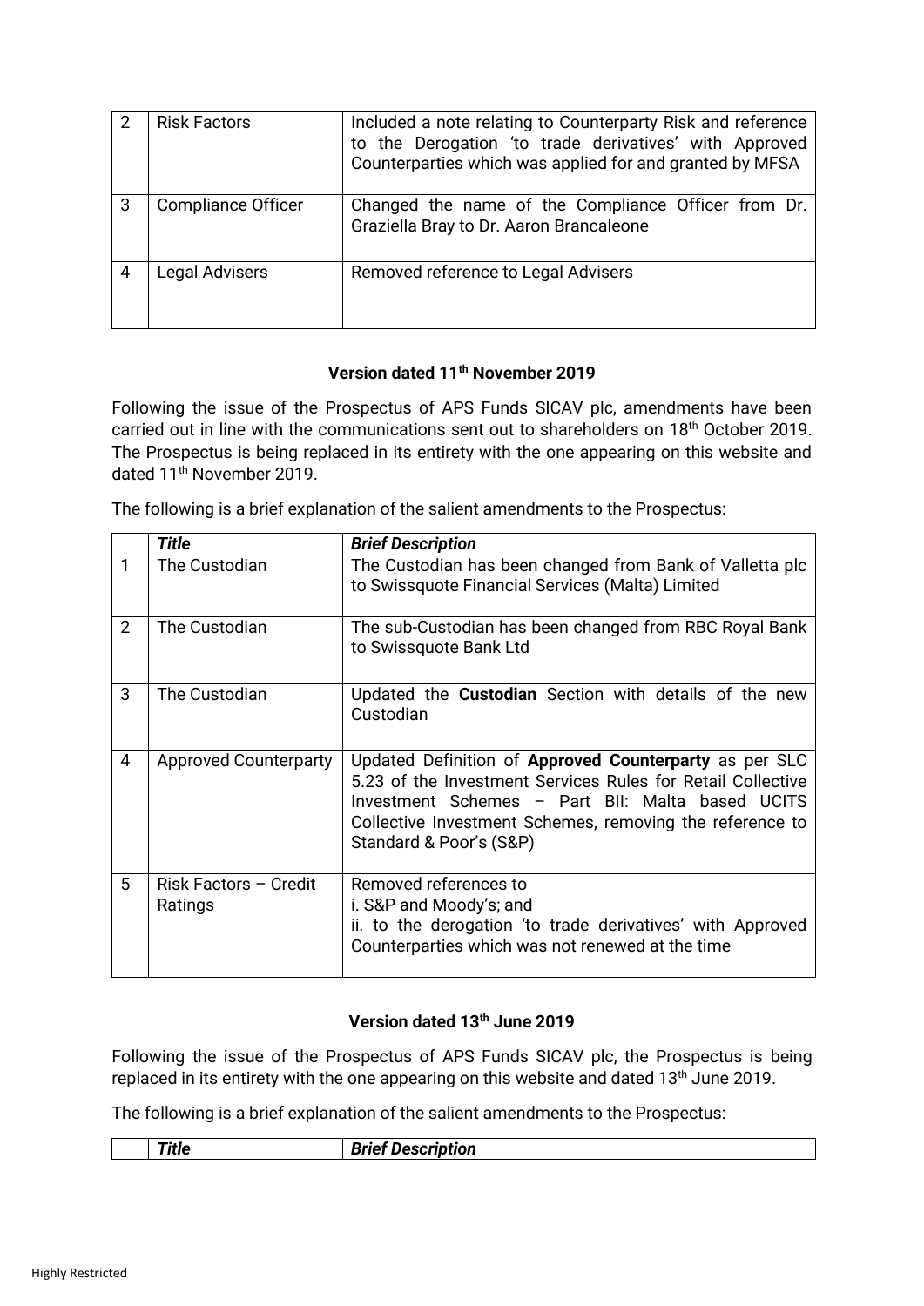| 2 | Risk Factors | Included a note relating to Counterparty Risk and reference to the Derogation 'to trade derivatives' with Approved Counterparties which was applied for and granted by MFSA |
|---|---|---|
| 3 | Compliance Officer | Changed the name of the Compliance Officer from Dr. Graziella Bray to Dr. Aaron Brancaleone |
| 4 | Legal Advisers | Removed reference to Legal Advisers |

**Version dated 11th November 2019**

Following the issue of the Prospectus of APS Funds SICAV plc, amendments have been carried out in line with the communications sent out to shareholders on 18th October 2019. The Prospectus is being replaced in its entirety with the one appearing on this website and dated 11th November 2019.

The following is a brief explanation of the salient amendments to the Prospectus:

| | ***Title*** | ***Brief Description*** |
|---|---|---|
| 1 | The Custodian | The Custodian has been changed from Bank of Valletta plc to Swissquote Financial Services (Malta) Limited |
| 2 | The Custodian | The sub-Custodian has been changed from RBC Royal Bank to Swissquote Bank Ltd |
| 3 | The Custodian | Updated the **Custodian** Section with details of the new Custodian |
| 4 | Approved Counterparty | Updated Definition of **Approved Counterparty** as per SLC 5.23 of the Investment Services Rules for Retail Collective Investment Schemes – Part BII: Malta based UCITS Collective Investment Schemes, removing the reference to Standard & Poor's (S&P) |
| 5 | Risk Factors – Credit Ratings | Removed references to<br>i. S&P and Moody's; and<br>ii. to the derogation 'to trade derivatives' with Approved Counterparties which was not renewed at the time |

**Version dated 13th June 2019**

Following the issue of the Prospectus of APS Funds SICAV plc, the Prospectus is being replaced in its entirety with the one appearing on this website and dated 13th June 2019.

The following is a brief explanation of the salient amendments to the Prospectus:

| | ***Title*** | ***Brief Description*** |
|---|---|---|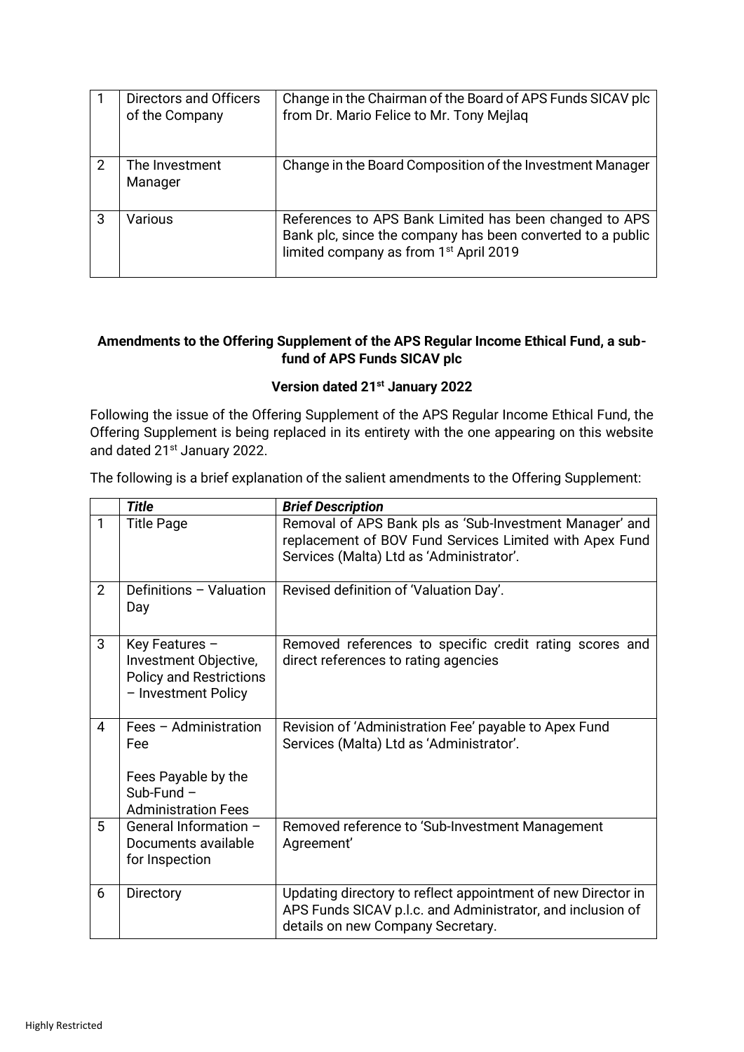| | | |
|---|---|---|
| 1 | Directors and Officers of the Company | Change in the Chairman of the Board of APS Funds SICAV plc from Dr. Mario Felice to Mr. Tony Mejlaq |
| 2 | The Investment Manager | Change in the Board Composition of the Investment Manager |
| 3 | Various | References to APS Bank Limited has been changed to APS Bank plc, since the company has been converted to a public limited company as from 1st April 2019 |

**Amendments to the Offering Supplement of the APS Regular Income Ethical Fund, a sub-fund of APS Funds SICAV plc**

**Version dated 21st January 2022**

Following the issue of the Offering Supplement of the APS Regular Income Ethical Fund, the Offering Supplement is being replaced in its entirety with the one appearing on this website and dated 21st January 2022.

The following is a brief explanation of the salient amendments to the Offering Supplement:

| | *Title* | *Brief Description* |
|---|---|---|
| 1 | Title Page | Removal of APS Bank pls as 'Sub-Investment Manager' and replacement of BOV Fund Services Limited with Apex Fund Services (Malta) Ltd as 'Administrator'. |
| 2 | Definitions – Valuation Day | Revised definition of 'Valuation Day'. |
| 3 | Key Features – Investment Objective, Policy and Restrictions – Investment Policy | Removed references to specific credit rating scores and direct references to rating agencies |
| 4 | Fees – Administration Fee<br><br>Fees Payable by the Sub-Fund – Administration Fees | Revision of 'Administration Fee' payable to Apex Fund Services (Malta) Ltd as 'Administrator'. |
| 5 | General Information – Documents available for Inspection | Removed reference to 'Sub-Investment Management Agreement' |
| 6 | Directory | Updating directory to reflect appointment of new Director in APS Funds SICAV p.l.c. and Administrator, and inclusion of details on new Company Secretary. |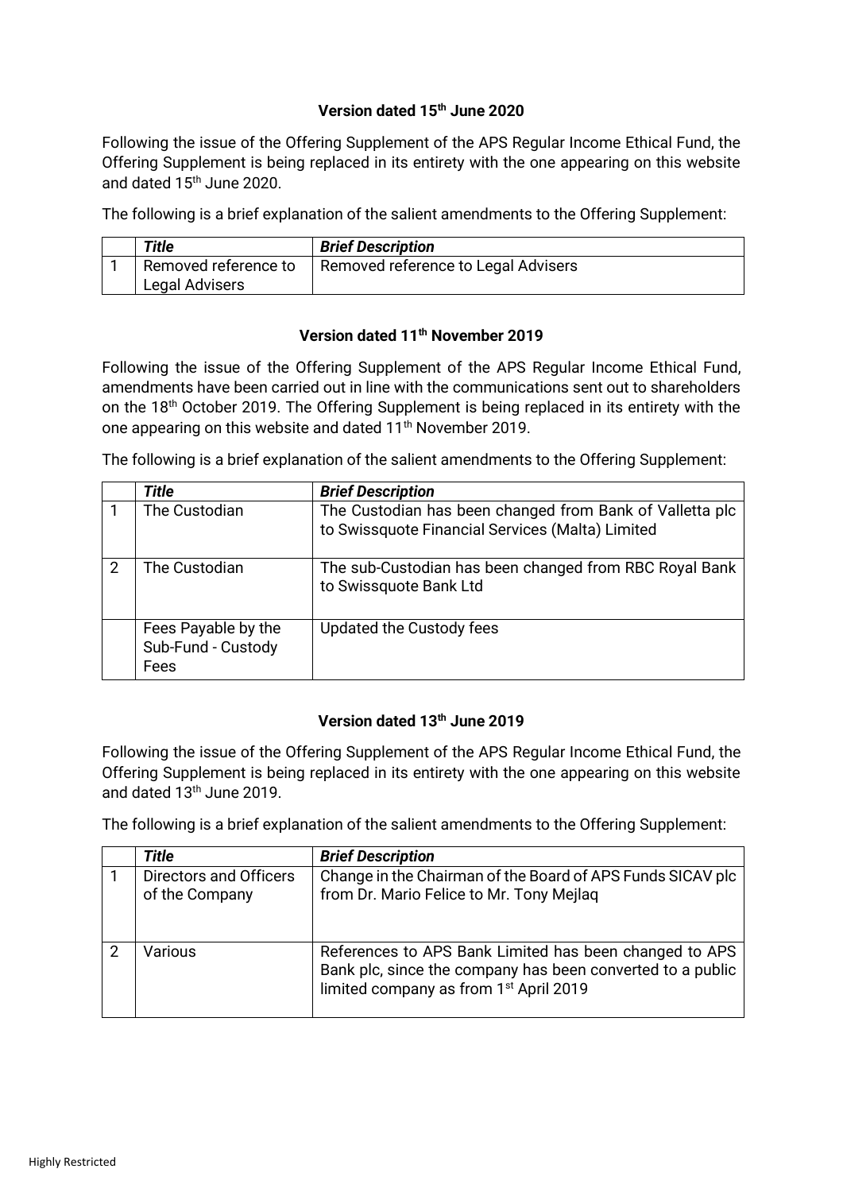**Version dated 15th June 2020**

Following the issue of the Offering Supplement of the APS Regular Income Ethical Fund, the Offering Supplement is being replaced in its entirety with the one appearing on this website and dated 15th June 2020.

The following is a brief explanation of the salient amendments to the Offering Supplement:

| | *Title* | *Brief Description* |
|---|---|---|
| 1 | Removed reference to Legal Advisers | Removed reference to Legal Advisers |

**Version dated 11th November 2019**

Following the issue of the Offering Supplement of the APS Regular Income Ethical Fund, amendments have been carried out in line with the communications sent out to shareholders on the 18th October 2019. The Offering Supplement is being replaced in its entirety with the one appearing on this website and dated 11th November 2019.

The following is a brief explanation of the salient amendments to the Offering Supplement:

| | *Title* | *Brief Description* |
|---|---|---|
| 1 | The Custodian | The Custodian has been changed from Bank of Valletta plc to Swissquote Financial Services (Malta) Limited |
| 2 | The Custodian | The sub-Custodian has been changed from RBC Royal Bank to Swissquote Bank Ltd |
| | Fees Payable by the Sub-Fund - Custody Fees | Updated the Custody fees |

**Version dated 13th June 2019**

Following the issue of the Offering Supplement of the APS Regular Income Ethical Fund, the Offering Supplement is being replaced in its entirety with the one appearing on this website and dated 13th June 2019.

The following is a brief explanation of the salient amendments to the Offering Supplement:

| | *Title* | *Brief Description* |
|---|---|---|
| 1 | Directors and Officers of the Company | Change in the Chairman of the Board of APS Funds SICAV plc from Dr. Mario Felice to Mr. Tony Mejlaq |
| 2 | Various | References to APS Bank Limited has been changed to APS Bank plc, since the company has been converted to a public limited company as from 1st April 2019 |

Highly Restricted